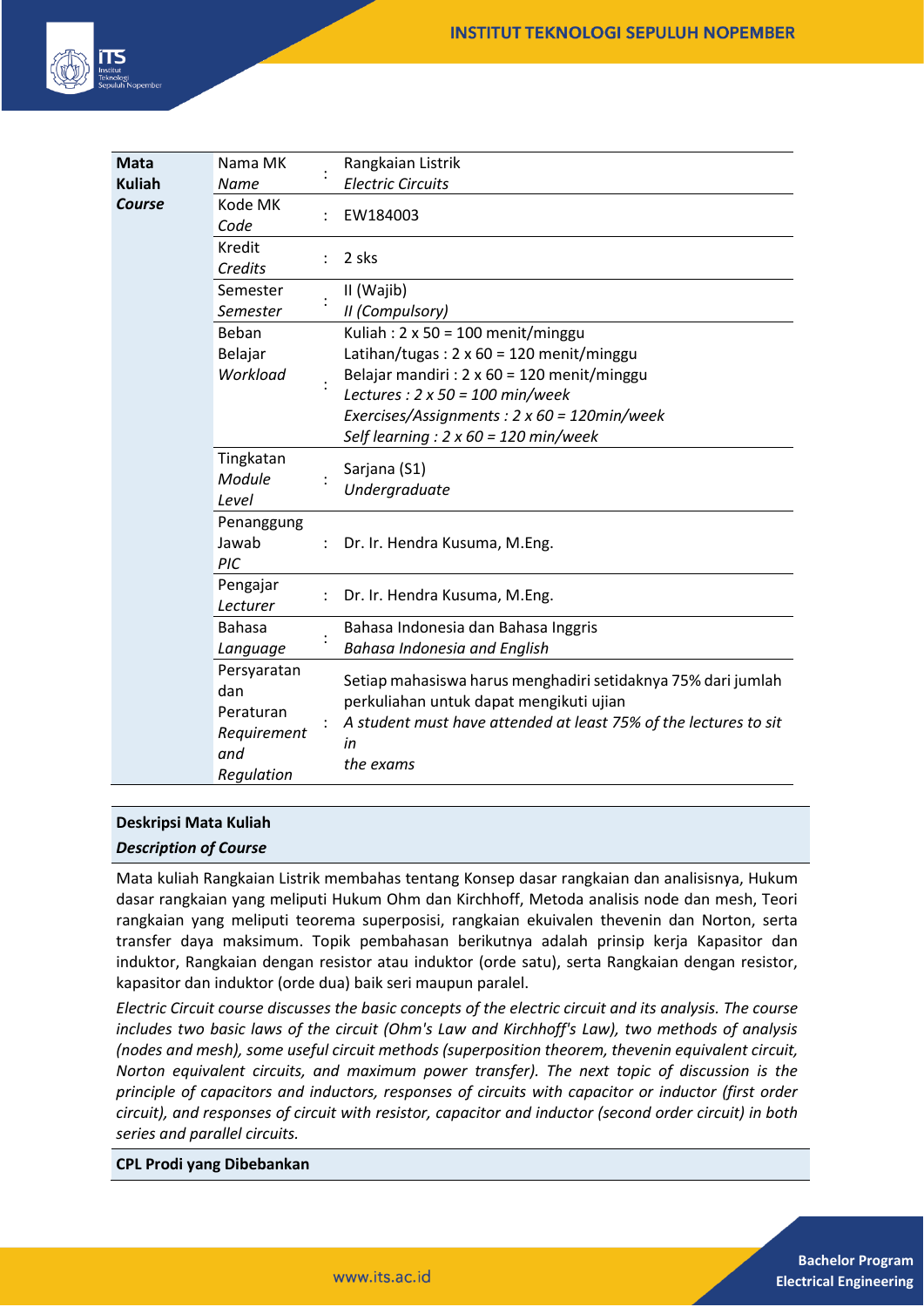| Mata Kuliah *Course* | | | |
|---|---|---|---|
| | Nama MK *Name* | : | Rangkaian Listrik *Electric Circuits* |
| | Kode MK *Code* | : | EW184003 |
| | Kredit *Credits* | : | 2 sks |
| | Semester *Semester* | : | II (Wajib) *II (Compulsory)* |
| | Beban Belajar *Workload* | : | Kuliah : 2 x 50 = 100 menit/minggu<br>Latihan/tugas : 2 x 60 = 120 menit/minggu<br>Belajar mandiri : 2 x 60 = 120 menit/minggu<br>*Lectures : 2 x 50 = 100 min/week*<br>*Exercises/Assignments : 2 x 60 = 120min/week*<br>*Self learning : 2 x 60 = 120 min/week* |
| | Tingkatan *Module Level* | : | Sarjana (S1) *Undergraduate* |
| | Penanggung Jawab *PIC* | : | Dr. Ir. Hendra Kusuma, M.Eng. |
| | Pengajar *Lecturer* | : | Dr. Ir. Hendra Kusuma, M.Eng. |
| | Bahasa *Language* | : | Bahasa Indonesia dan Bahasa Inggris *Bahasa Indonesia and English* |
| | Persyaratan dan Peraturan *Requirement and Regulation* | : | Setiap mahasiswa harus menghadiri setidaknya 75% dari jumlah perkuliahan untuk dapat mengikuti ujian<br>*A student must have attended at least 75% of the lectures to sit in the exams* |

**Deskripsi Mata Kuliah**
***Description of Course***

Mata kuliah Rangkaian Listrik membahas tentang Konsep dasar rangkaian dan analisisnya, Hukum dasar rangkaian yang meliputi Hukum Ohm dan Kirchhoff, Metoda analisis node dan mesh, Teori rangkaian yang meliputi teorema superposisi, rangkaian ekuivalen thevenin dan Norton, serta transfer daya maksimum. Topik pembahasan berikutnya adalah prinsip kerja Kapasitor dan induktor, Rangkaian dengan resistor atau induktor (orde satu), serta Rangkaian dengan resistor, kapasitor dan induktor (orde dua) baik seri maupun paralel.

*Electric Circuit course discusses the basic concepts of the electric circuit and its analysis. The course includes two basic laws of the circuit (Ohm's Law and Kirchhoff's Law), two methods of analysis (nodes and mesh), some useful circuit methods (superposition theorem, thevenin equivalent circuit, Norton equivalent circuits, and maximum power transfer). The next topic of discussion is the principle of capacitors and inductors, responses of circuits with capacitor or inductor (first order circuit), and responses of circuit with resistor, capacitor and inductor (second order circuit) in both series and parallel circuits.*

**CPL Prodi yang Dibebankan**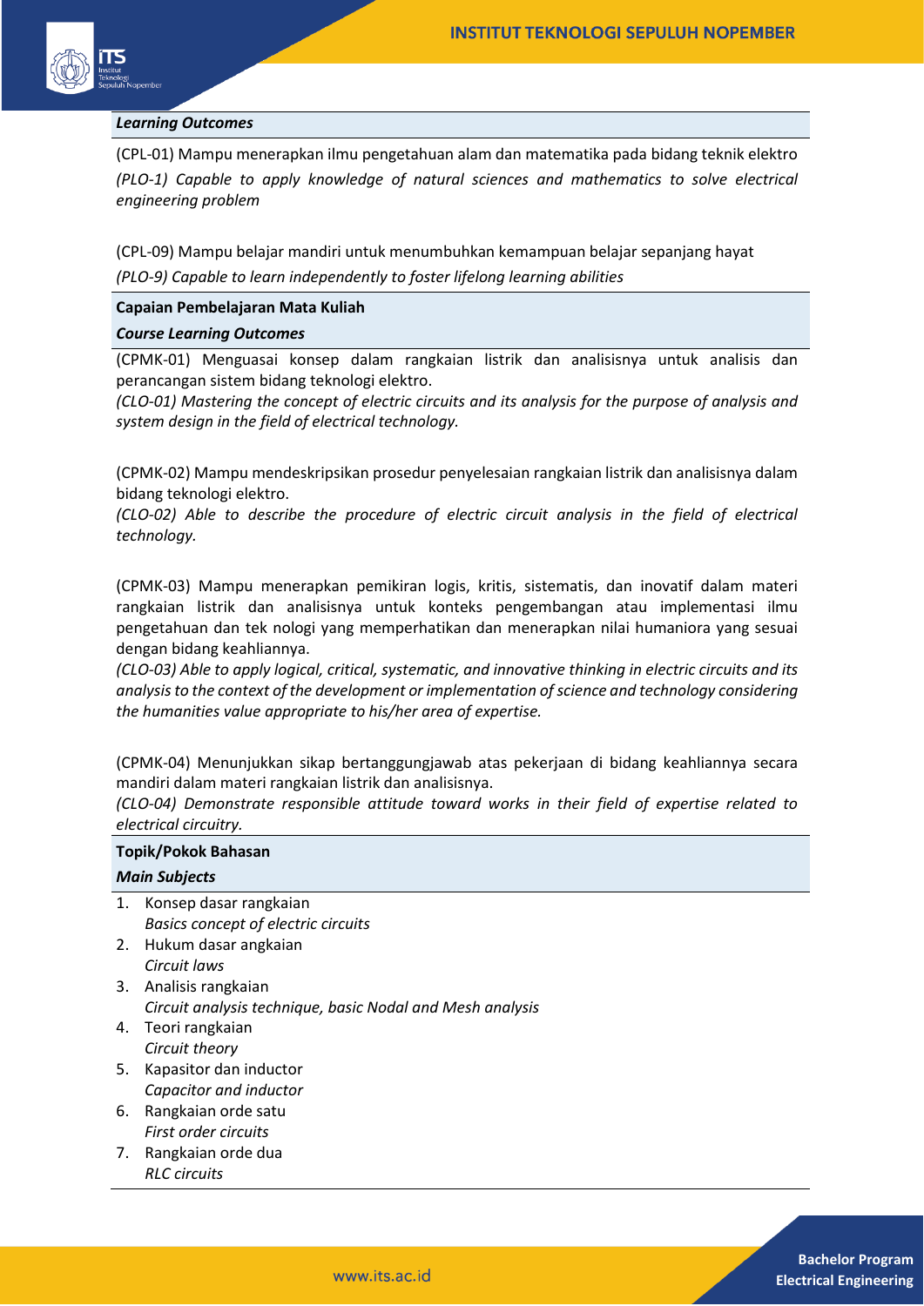**_Learning Outcomes_**

(CPL-01) Mampu menerapkan ilmu pengetahuan alam dan matematika pada bidang teknik elektro

*(PLO-1) Capable to apply knowledge of natural sciences and mathematics to solve electrical engineering problem*

(CPL-09) Mampu belajar mandiri untuk menumbuhkan kemampuan belajar sepanjang hayat

*(PLO-9) Capable to learn independently to foster lifelong learning abilities*

**Capaian Pembelajaran Mata Kuliah**

**_Course Learning Outcomes_**

(CPMK-01) Menguasai konsep dalam rangkaian listrik dan analisisnya untuk analisis dan perancangan sistem bidang teknologi elektro.

*(CLO-01) Mastering the concept of electric circuits and its analysis for the purpose of analysis and system design in the field of electrical technology.*

(CPMK-02) Mampu mendeskripsikan prosedur penyelesaian rangkaian listrik dan analisisnya dalam bidang teknologi elektro.

*(CLO-02) Able to describe the procedure of electric circuit analysis in the field of electrical technology.*

(CPMK-03) Mampu menerapkan pemikiran logis, kritis, sistematis, dan inovatif dalam materi rangkaian listrik dan analisisnya untuk konteks pengembangan atau implementasi ilmu pengetahuan dan tek nologi yang memperhatikan dan menerapkan nilai humaniora yang sesuai dengan bidang keahliannya.

*(CLO-03) Able to apply logical, critical, systematic, and innovative thinking in electric circuits and its analysis to the context of the development or implementation of science and technology considering the humanities value appropriate to his/her area of expertise.*

(CPMK-04) Menunjukkan sikap bertanggungjawab atas pekerjaan di bidang keahliannya secara mandiri dalam materi rangkaian listrik dan analisisnya.

*(CLO-04) Demonstrate responsible attitude toward works in their field of expertise related to electrical circuitry.*

**Topik/Pokok Bahasan**

**_Main Subjects_**

1. Konsep dasar rangkaian
   *Basics concept of electric circuits*
2. Hukum dasar angkaian
   *Circuit laws*
3. Analisis rangkaian
   *Circuit analysis technique, basic Nodal and Mesh analysis*
4. Teori rangkaian
   *Circuit theory*
5. Kapasitor dan inductor
   *Capacitor and inductor*
6. Rangkaian orde satu
   *First order circuits*
7. Rangkaian orde dua
   *RLC circuits*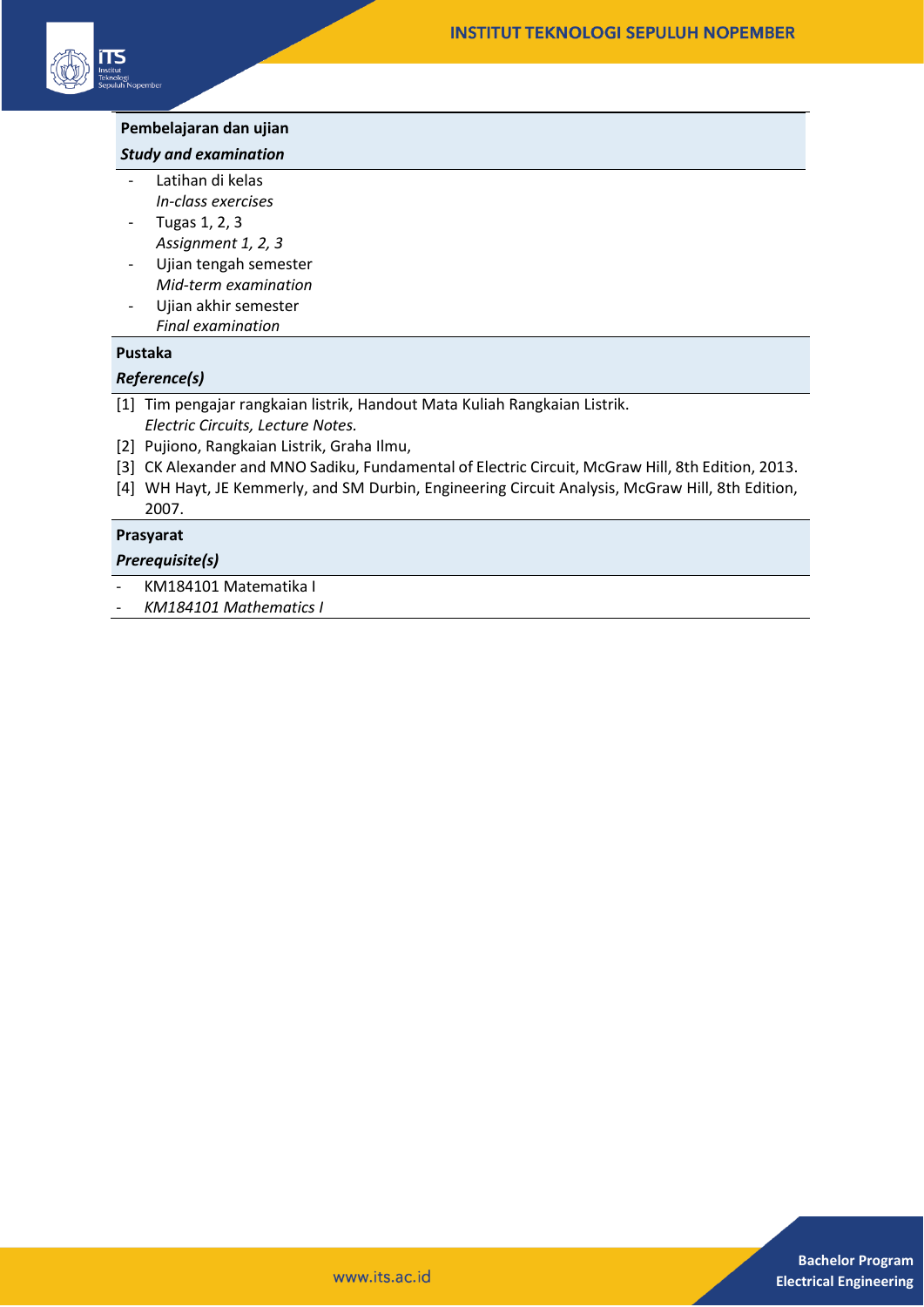**Pembelajaran dan ujian**

***Study and examination***

- Latihan di kelas
  *In-class exercises*
- Tugas 1, 2, 3
  *Assignment 1, 2, 3*
- Ujian tengah semester
  *Mid-term examination*
- Ujian akhir semester
  *Final examination*

**Pustaka**

***Reference(s)***

[1] Tim pengajar rangkaian listrik, Handout Mata Kuliah Rangkaian Listrik.
*Electric Circuits, Lecture Notes.*

[2] Pujiono, Rangkaian Listrik, Graha Ilmu,

[3] CK Alexander and MNO Sadiku, Fundamental of Electric Circuit, McGraw Hill, 8th Edition, 2013.

[4] WH Hayt, JE Kemmerly, and SM Durbin, Engineering Circuit Analysis, McGraw Hill, 8th Edition, 2007.

**Prasyarat**

***Prerequisite(s)***

- KM184101 Matematika I
- *KM184101 Mathematics I*